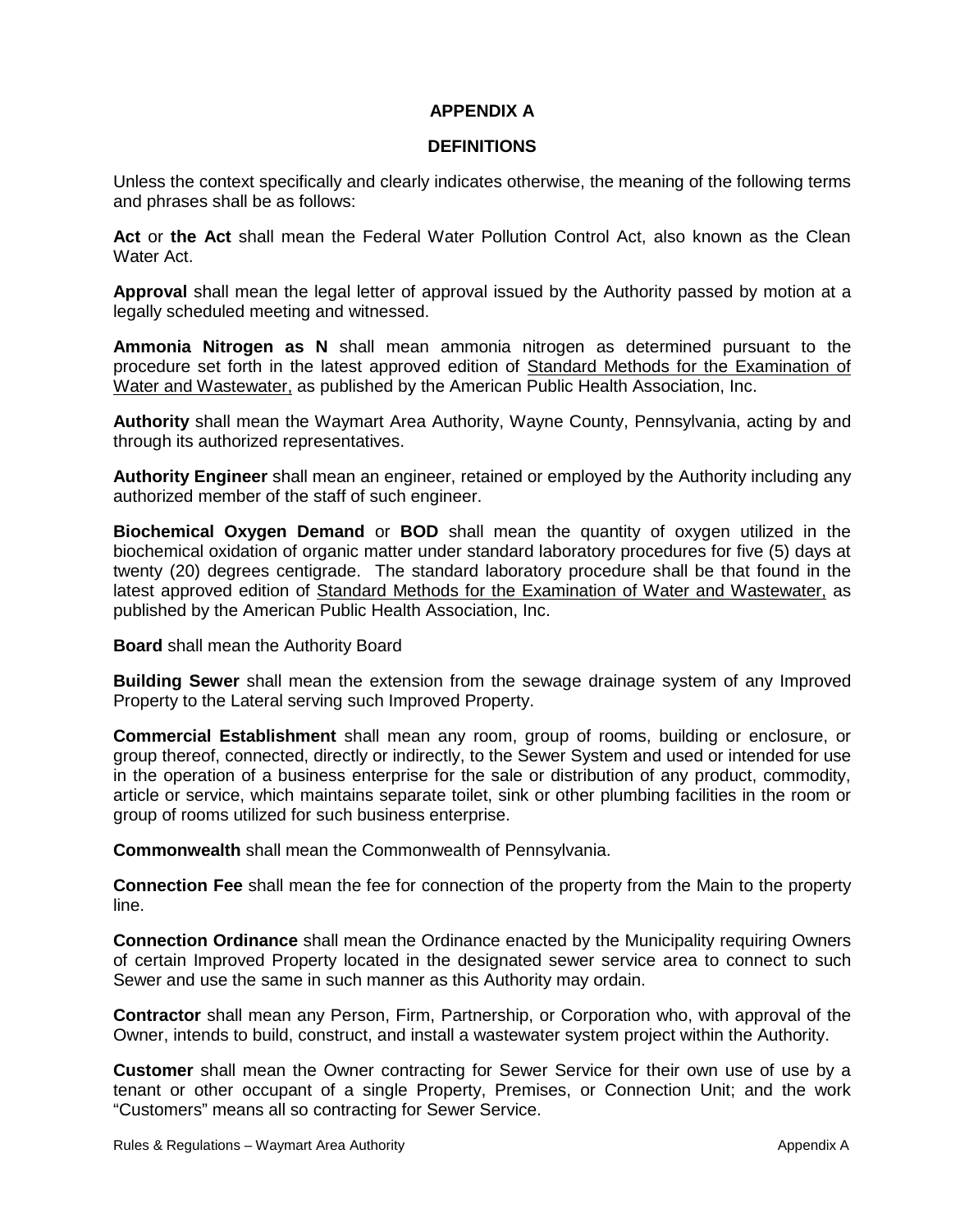# APPENDIX A

## DEFINITIONS

Unless the context specifically and clearly indicates otherwise, the meaning of the following terms and phrases shall be as follows:

**Act** or **the Act** shall mean the Federal Water Pollution Control Act, also known as the Clean Water Act.

**Approval** shall mean the legal letter of approval issued by the Authority passed by motion at a legally scheduled meeting and witnessed.

**Ammonia Nitrogen as N** shall mean ammonia nitrogen as determined pursuant to the procedure set forth in the latest approved edition of Standard Methods for the Examination of Water and Wastewater, as published by the American Public Health Association, Inc.

**Authority** shall mean the Waymart Area Authority, Wayne County, Pennsylvania, acting by and through its authorized representatives.

**Authority Engineer** shall mean an engineer, retained or employed by the Authority including any authorized member of the staff of such engineer.

**Biochemical Oxygen Demand** or **BOD** shall mean the quantity of oxygen utilized in the biochemical oxidation of organic matter under standard laboratory procedures for five (5) days at twenty (20) degrees centigrade. The standard laboratory procedure shall be that found in the latest approved edition of Standard Methods for the Examination of Water and Wastewater, as published by the American Public Health Association, Inc.

**Board** shall mean the Authority Board

**Building Sewer** shall mean the extension from the sewage drainage system of any Improved Property to the Lateral serving such Improved Property.

**Commercial Establishment** shall mean any room, group of rooms, building or enclosure, or group thereof, connected, directly or indirectly, to the Sewer System and used or intended for use in the operation of a business enterprise for the sale or distribution of any product, commodity, article or service, which maintains separate toilet, sink or other plumbing facilities in the room or group of rooms utilized for such business enterprise.

**Commonwealth** shall mean the Commonwealth of Pennsylvania.

**Connection Fee** shall mean the fee for connection of the property from the Main to the property line.

**Connection Ordinance** shall mean the Ordinance enacted by the Municipality requiring Owners of certain Improved Property located in the designated sewer service area to connect to such Sewer and use the same in such manner as this Authority may ordain.

**Contractor** shall mean any Person, Firm, Partnership, or Corporation who, with approval of the Owner, intends to build, construct, and install a wastewater system project within the Authority.

**Customer** shall mean the Owner contracting for Sewer Service for their own use of use by a tenant or other occupant of a single Property, Premises, or Connection Unit; and the work "Customers" means all so contracting for Sewer Service.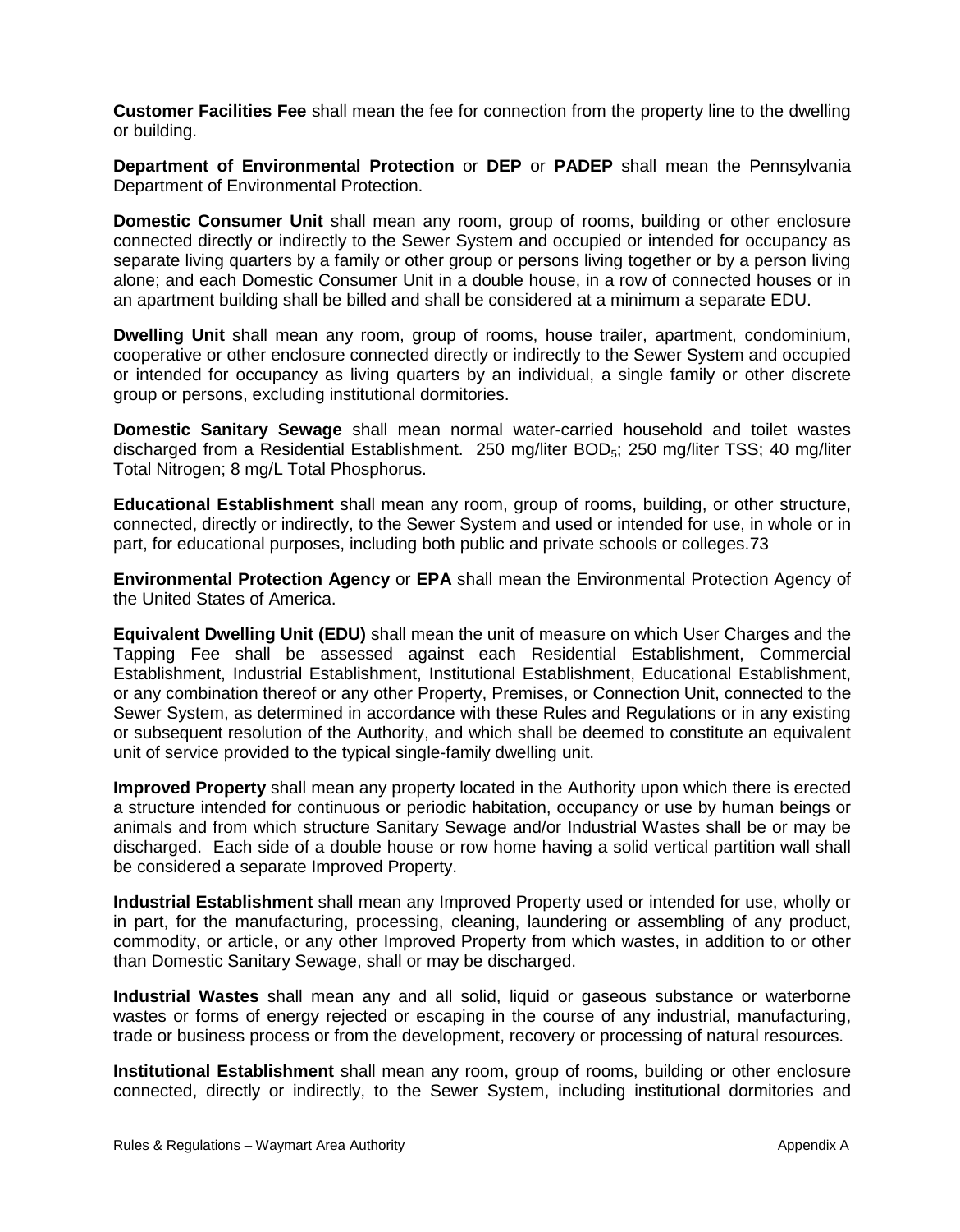**Customer Facilities Fee** shall mean the fee for connection from the property line to the dwelling or building.

**Department of Environmental Protection** or **DEP** or **PADEP** shall mean the Pennsylvania Department of Environmental Protection.

**Domestic Consumer Unit** shall mean any room, group of rooms, building or other enclosure connected directly or indirectly to the Sewer System and occupied or intended for occupancy as separate living quarters by a family or other group or persons living together or by a person living alone; and each Domestic Consumer Unit in a double house, in a row of connected houses or in an apartment building shall be billed and shall be considered at a minimum a separate EDU.

**Dwelling Unit** shall mean any room, group of rooms, house trailer, apartment, condominium, cooperative or other enclosure connected directly or indirectly to the Sewer System and occupied or intended for occupancy as living quarters by an individual, a single family or other discrete group or persons, excluding institutional dormitories.

**Domestic Sanitary Sewage** shall mean normal water-carried household and toilet wastes discharged from a Residential Establishment. 250 mg/liter $BOD_5$; 250 mg/liter TSS; 40 mg/liter Total Nitrogen; 8 mg/L Total Phosphorus.

**Educational Establishment** shall mean any room, group of rooms, building, or other structure, connected, directly or indirectly, to the Sewer System and used or intended for use, in whole or in part, for educational purposes, including both public and private schools or colleges.73

**Environmental Protection Agency** or **EPA** shall mean the Environmental Protection Agency of the United States of America.

**Equivalent Dwelling Unit (EDU)** shall mean the unit of measure on which User Charges and the Tapping Fee shall be assessed against each Residential Establishment, Commercial Establishment, Industrial Establishment, Institutional Establishment, Educational Establishment, or any combination thereof or any other Property, Premises, or Connection Unit, connected to the Sewer System, as determined in accordance with these Rules and Regulations or in any existing or subsequent resolution of the Authority, and which shall be deemed to constitute an equivalent unit of service provided to the typical single-family dwelling unit.

**Improved Property** shall mean any property located in the Authority upon which there is erected a structure intended for continuous or periodic habitation, occupancy or use by human beings or animals and from which structure Sanitary Sewage and/or Industrial Wastes shall be or may be discharged. Each side of a double house or row home having a solid vertical partition wall shall be considered a separate Improved Property.

**Industrial Establishment** shall mean any Improved Property used or intended for use, wholly or in part, for the manufacturing, processing, cleaning, laundering or assembling of any product, commodity, or article, or any other Improved Property from which wastes, in addition to or other than Domestic Sanitary Sewage, shall or may be discharged.

**Industrial Wastes** shall mean any and all solid, liquid or gaseous substance or waterborne wastes or forms of energy rejected or escaping in the course of any industrial, manufacturing, trade or business process or from the development, recovery or processing of natural resources.

**Institutional Establishment** shall mean any room, group of rooms, building or other enclosure connected, directly or indirectly, to the Sewer System, including institutional dormitories and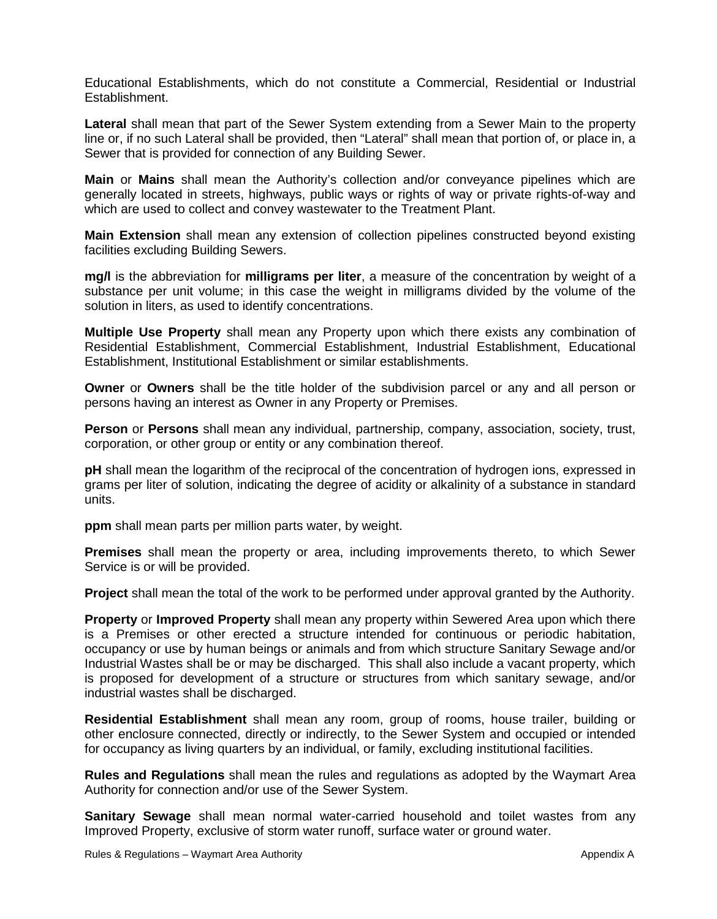Educational Establishments, which do not constitute a Commercial, Residential or Industrial Establishment.

**Lateral** shall mean that part of the Sewer System extending from a Sewer Main to the property line or, if no such Lateral shall be provided, then "Lateral" shall mean that portion of, or place in, a Sewer that is provided for connection of any Building Sewer.

**Main** or **Mains** shall mean the Authority's collection and/or conveyance pipelines which are generally located in streets, highways, public ways or rights of way or private rights-of-way and which are used to collect and convey wastewater to the Treatment Plant.

**Main Extension** shall mean any extension of collection pipelines constructed beyond existing facilities excluding Building Sewers.

**mg/l** is the abbreviation for **milligrams per liter**, a measure of the concentration by weight of a substance per unit volume; in this case the weight in milligrams divided by the volume of the solution in liters, as used to identify concentrations.

**Multiple Use Property** shall mean any Property upon which there exists any combination of Residential Establishment, Commercial Establishment, Industrial Establishment, Educational Establishment, Institutional Establishment or similar establishments.

**Owner** or **Owners** shall be the title holder of the subdivision parcel or any and all person or persons having an interest as Owner in any Property or Premises.

**Person** or **Persons** shall mean any individual, partnership, company, association, society, trust, corporation, or other group or entity or any combination thereof.

**pH** shall mean the logarithm of the reciprocal of the concentration of hydrogen ions, expressed in grams per liter of solution, indicating the degree of acidity or alkalinity of a substance in standard units.

**ppm** shall mean parts per million parts water, by weight.

**Premises** shall mean the property or area, including improvements thereto, to which Sewer Service is or will be provided.

**Project** shall mean the total of the work to be performed under approval granted by the Authority.

**Property** or **Improved Property** shall mean any property within Sewered Area upon which there is a Premises or other erected a structure intended for continuous or periodic habitation, occupancy or use by human beings or animals and from which structure Sanitary Sewage and/or Industrial Wastes shall be or may be discharged. This shall also include a vacant property, which is proposed for development of a structure or structures from which sanitary sewage, and/or industrial wastes shall be discharged.

**Residential Establishment** shall mean any room, group of rooms, house trailer, building or other enclosure connected, directly or indirectly, to the Sewer System and occupied or intended for occupancy as living quarters by an individual, or family, excluding institutional facilities.

**Rules and Regulations** shall mean the rules and regulations as adopted by the Waymart Area Authority for connection and/or use of the Sewer System.

**Sanitary Sewage** shall mean normal water-carried household and toilet wastes from any Improved Property, exclusive of storm water runoff, surface water or ground water.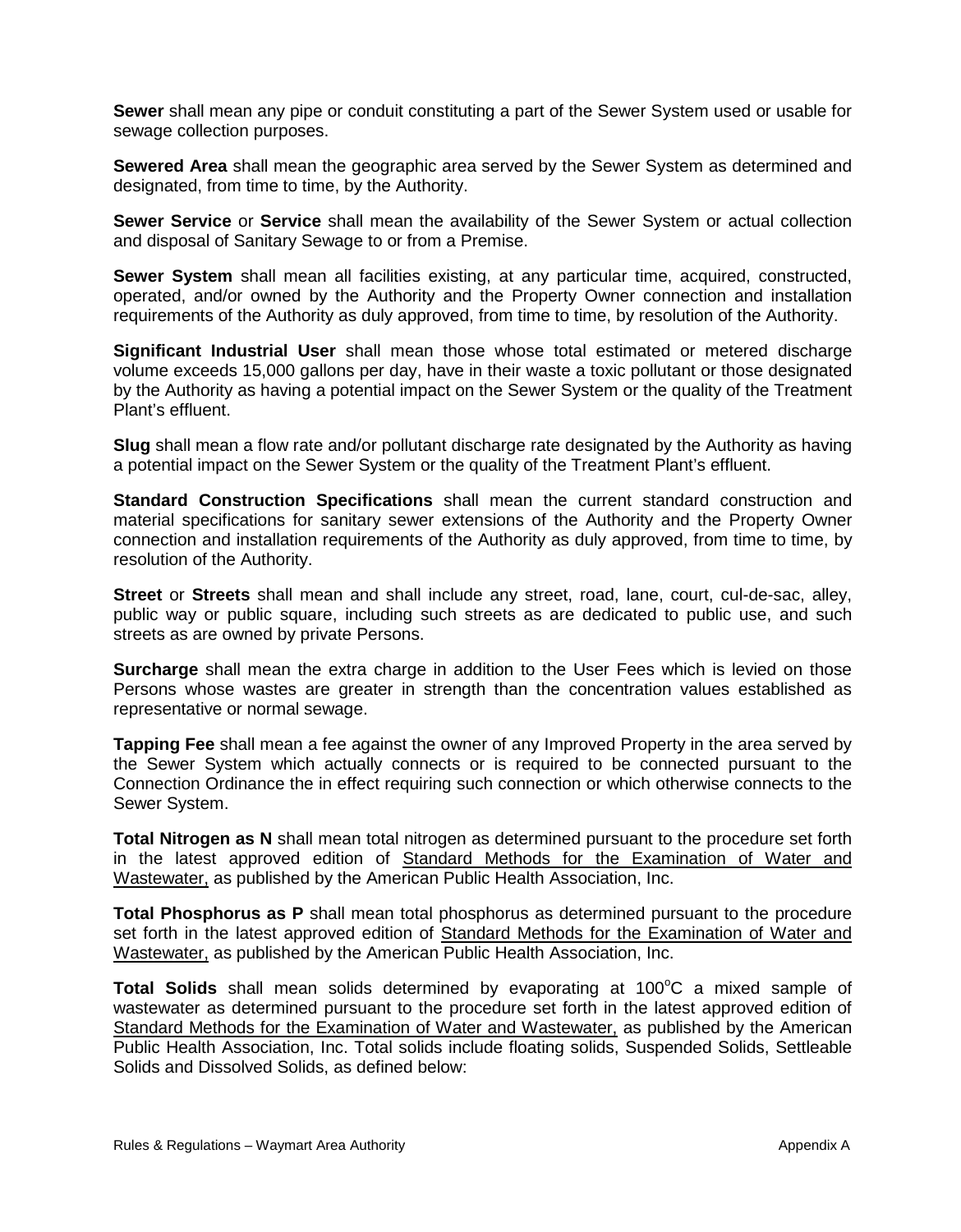**Sewer** shall mean any pipe or conduit constituting a part of the Sewer System used or usable for sewage collection purposes.

**Sewered Area** shall mean the geographic area served by the Sewer System as determined and designated, from time to time, by the Authority.

**Sewer Service** or **Service** shall mean the availability of the Sewer System or actual collection and disposal of Sanitary Sewage to or from a Premise.

**Sewer System** shall mean all facilities existing, at any particular time, acquired, constructed, operated, and/or owned by the Authority and the Property Owner connection and installation requirements of the Authority as duly approved, from time to time, by resolution of the Authority.

**Significant Industrial User** shall mean those whose total estimated or metered discharge volume exceeds 15,000 gallons per day, have in their waste a toxic pollutant or those designated by the Authority as having a potential impact on the Sewer System or the quality of the Treatment Plant's effluent.

**Slug** shall mean a flow rate and/or pollutant discharge rate designated by the Authority as having a potential impact on the Sewer System or the quality of the Treatment Plant's effluent.

**Standard Construction Specifications** shall mean the current standard construction and material specifications for sanitary sewer extensions of the Authority and the Property Owner connection and installation requirements of the Authority as duly approved, from time to time, by resolution of the Authority.

**Street** or **Streets** shall mean and shall include any street, road, lane, court, cul-de-sac, alley, public way or public square, including such streets as are dedicated to public use, and such streets as are owned by private Persons.

**Surcharge** shall mean the extra charge in addition to the User Fees which is levied on those Persons whose wastes are greater in strength than the concentration values established as representative or normal sewage.

**Tapping Fee** shall mean a fee against the owner of any Improved Property in the area served by the Sewer System which actually connects or is required to be connected pursuant to the Connection Ordinance the in effect requiring such connection or which otherwise connects to the Sewer System.

**Total Nitrogen as N** shall mean total nitrogen as determined pursuant to the procedure set forth in the latest approved edition of Standard Methods for the Examination of Water and Wastewater, as published by the American Public Health Association, Inc.

**Total Phosphorus as P** shall mean total phosphorus as determined pursuant to the procedure set forth in the latest approved edition of Standard Methods for the Examination of Water and Wastewater, as published by the American Public Health Association, Inc.

**Total Solids** shall mean solids determined by evaporating at 100°C a mixed sample of wastewater as determined pursuant to the procedure set forth in the latest approved edition of Standard Methods for the Examination of Water and Wastewater, as published by the American Public Health Association, Inc. Total solids include floating solids, Suspended Solids, Settleable Solids and Dissolved Solids, as defined below: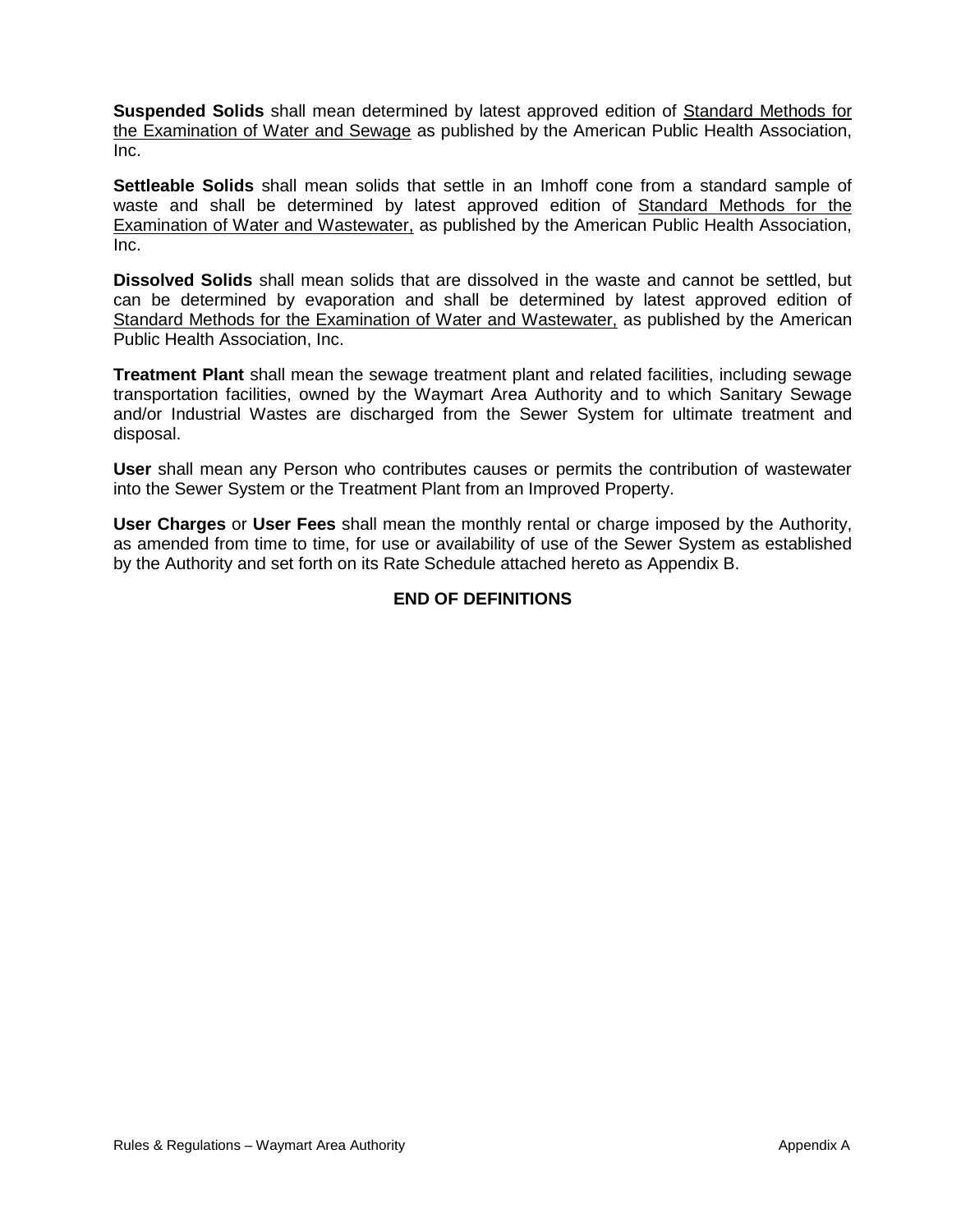**Suspended Solids** shall mean determined by latest approved edition of Standard Methods for the Examination of Water and Sewage as published by the American Public Health Association, Inc.

**Settleable Solids** shall mean solids that settle in an Imhoff cone from a standard sample of waste and shall be determined by latest approved edition of Standard Methods for the Examination of Water and Wastewater, as published by the American Public Health Association, Inc.

**Dissolved Solids** shall mean solids that are dissolved in the waste and cannot be settled, but can be determined by evaporation and shall be determined by latest approved edition of Standard Methods for the Examination of Water and Wastewater, as published by the American Public Health Association, Inc.

**Treatment Plant** shall mean the sewage treatment plant and related facilities, including sewage transportation facilities, owned by the Waymart Area Authority and to which Sanitary Sewage and/or Industrial Wastes are discharged from the Sewer System for ultimate treatment and disposal.

**User** shall mean any Person who contributes causes or permits the contribution of wastewater into the Sewer System or the Treatment Plant from an Improved Property.

**User Charges** or **User Fees** shall mean the monthly rental or charge imposed by the Authority, as amended from time to time, for use or availability of use of the Sewer System as established by the Authority and set forth on its Rate Schedule attached hereto as Appendix B.

**END OF DEFINITIONS**